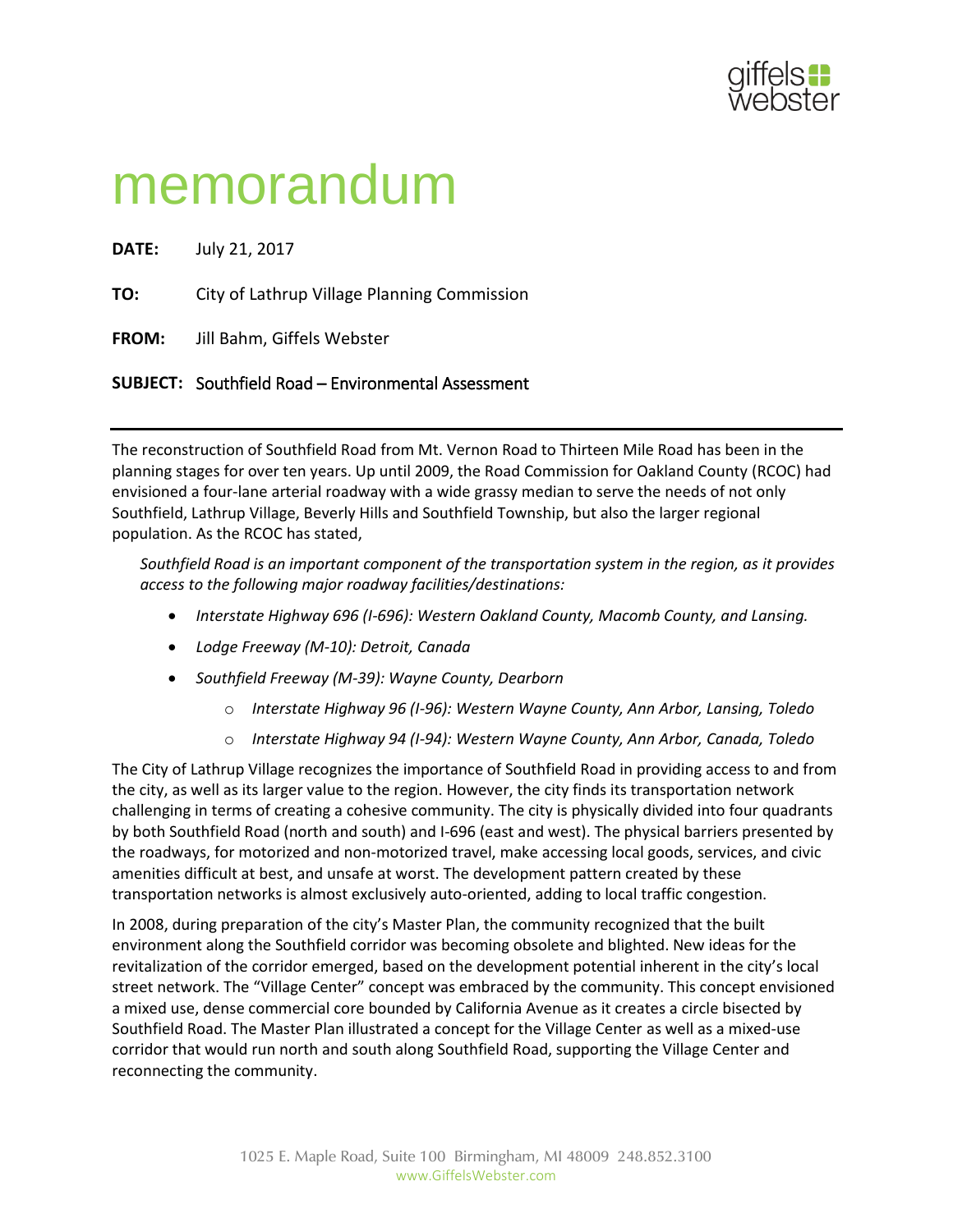# memorandum

**DATE:** July 21, 2017

**TO:** City of Lathrup Village Planning Commission

**FROM:** Jill Bahm, Giffels Webster

**SUBJECT:** Southfield Road – Environmental Assessment

---

The reconstruction of Southfield Road from Mt. Vernon Road to Thirteen Mile Road has been in the planning stages for over ten years. Up until 2009, the Road Commission for Oakland County (RCOC) had envisioned a four-lane arterial roadway with a wide grassy median to serve the needs of not only Southfield, Lathrup Village, Beverly Hills and Southfield Township, but also the larger regional population. As the RCOC has stated,

> *Southfield Road is an important component of the transportation system in the region, as it provides access to the following major roadway facilities/destinations:*
>
> - *Interstate Highway 696 (I-696): Western Oakland County, Macomb County, and Lansing.*
> - *Lodge Freeway (M-10): Detroit, Canada*
> - *Southfield Freeway (M-39): Wayne County, Dearborn*
>     - *Interstate Highway 96 (I-96): Western Wayne County, Ann Arbor, Lansing, Toledo*
>     - *Interstate Highway 94 (I-94): Western Wayne County, Ann Arbor, Canada, Toledo*

The City of Lathrup Village recognizes the importance of Southfield Road in providing access to and from the city, as well as its larger value to the region. However, the city finds its transportation network challenging in terms of creating a cohesive community. The city is physically divided into four quadrants by both Southfield Road (north and south) and I-696 (east and west). The physical barriers presented by the roadways, for motorized and non-motorized travel, make accessing local goods, services, and civic amenities difficult at best, and unsafe at worst. The development pattern created by these transportation networks is almost exclusively auto-oriented, adding to local traffic congestion.

In 2008, during preparation of the city's Master Plan, the community recognized that the built environment along the Southfield corridor was becoming obsolete and blighted. New ideas for the revitalization of the corridor emerged, based on the development potential inherent in the city's local street network. The "Village Center" concept was embraced by the community. This concept envisioned a mixed use, dense commercial core bounded by California Avenue as it creates a circle bisected by Southfield Road. The Master Plan illustrated a concept for the Village Center as well as a mixed-use corridor that would run north and south along Southfield Road, supporting the Village Center and reconnecting the community.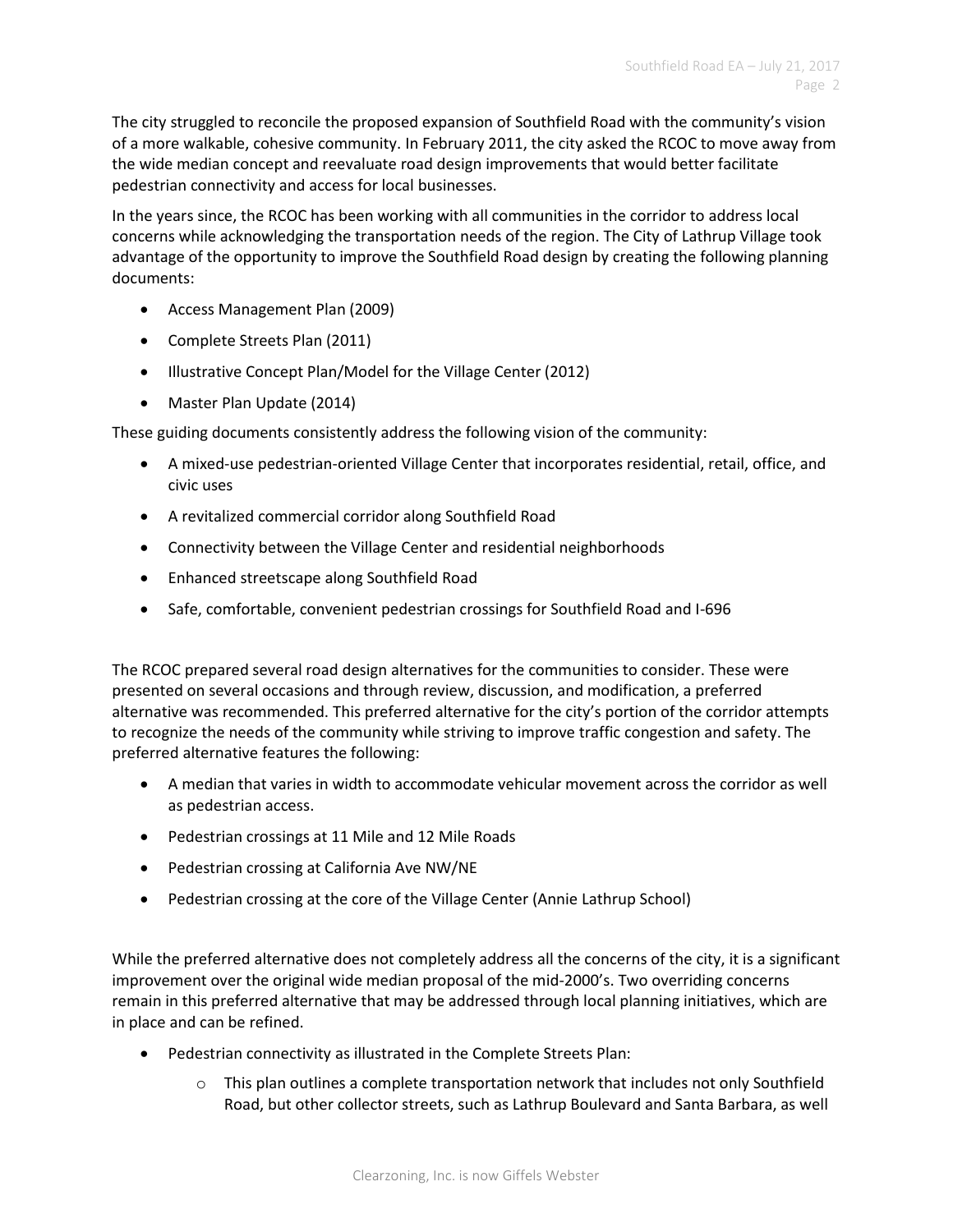The city struggled to reconcile the proposed expansion of Southfield Road with the community's vision of a more walkable, cohesive community. In February 2011, the city asked the RCOC to move away from the wide median concept and reevaluate road design improvements that would better facilitate pedestrian connectivity and access for local businesses.

In the years since, the RCOC has been working with all communities in the corridor to address local concerns while acknowledging the transportation needs of the region. The City of Lathrup Village took advantage of the opportunity to improve the Southfield Road design by creating the following planning documents:

- Access Management Plan (2009)
- Complete Streets Plan (2011)
- Illustrative Concept Plan/Model for the Village Center (2012)
- Master Plan Update (2014)

These guiding documents consistently address the following vision of the community:

- A mixed-use pedestrian-oriented Village Center that incorporates residential, retail, office, and civic uses
- A revitalized commercial corridor along Southfield Road
- Connectivity between the Village Center and residential neighborhoods
- Enhanced streetscape along Southfield Road
- Safe, comfortable, convenient pedestrian crossings for Southfield Road and I-696

The RCOC prepared several road design alternatives for the communities to consider. These were presented on several occasions and through review, discussion, and modification, a preferred alternative was recommended. This preferred alternative for the city's portion of the corridor attempts to recognize the needs of the community while striving to improve traffic congestion and safety. The preferred alternative features the following:

- A median that varies in width to accommodate vehicular movement across the corridor as well as pedestrian access.
- Pedestrian crossings at 11 Mile and 12 Mile Roads
- Pedestrian crossing at California Ave NW/NE
- Pedestrian crossing at the core of the Village Center (Annie Lathrup School)

While the preferred alternative does not completely address all the concerns of the city, it is a significant improvement over the original wide median proposal of the mid-2000's. Two overriding concerns remain in this preferred alternative that may be addressed through local planning initiatives, which are in place and can be refined.

- Pedestrian connectivity as illustrated in the Complete Streets Plan:
  - This plan outlines a complete transportation network that includes not only Southfield Road, but other collector streets, such as Lathrup Boulevard and Santa Barbara, as well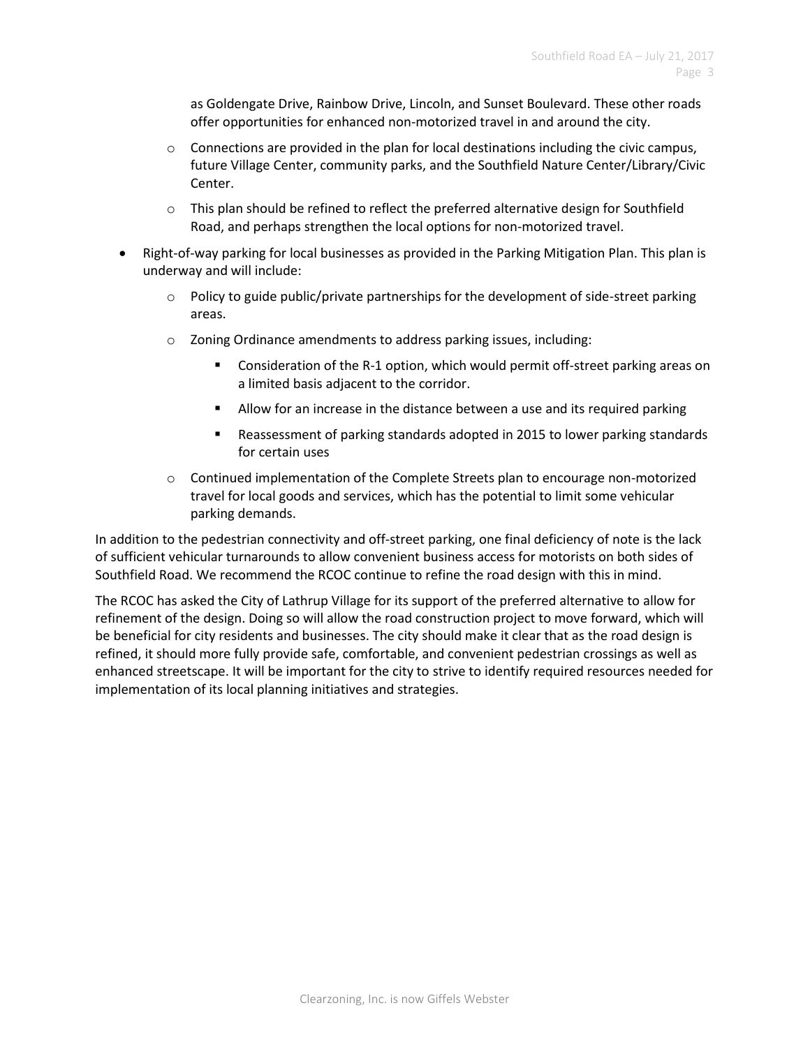as Goldengate Drive, Rainbow Drive, Lincoln, and Sunset Boulevard. These other roads offer opportunities for enhanced non-motorized travel in and around the city.

  - Connections are provided in the plan for local destinations including the civic campus, future Village Center, community parks, and the Southfield Nature Center/Library/Civic Center.
  - This plan should be refined to reflect the preferred alternative design for Southfield Road, and perhaps strengthen the local options for non-motorized travel.

- Right-of-way parking for local businesses as provided in the Parking Mitigation Plan. This plan is underway and will include:
  - Policy to guide public/private partnerships for the development of side-street parking areas.
  - Zoning Ordinance amendments to address parking issues, including:
    - Consideration of the R-1 option, which would permit off-street parking areas on a limited basis adjacent to the corridor.
    - Allow for an increase in the distance between a use and its required parking
    - Reassessment of parking standards adopted in 2015 to lower parking standards for certain uses
  - Continued implementation of the Complete Streets plan to encourage non-motorized travel for local goods and services, which has the potential to limit some vehicular parking demands.

In addition to the pedestrian connectivity and off-street parking, one final deficiency of note is the lack of sufficient vehicular turnarounds to allow convenient business access for motorists on both sides of Southfield Road. We recommend the RCOC continue to refine the road design with this in mind.

The RCOC has asked the City of Lathrup Village for its support of the preferred alternative to allow for refinement of the design. Doing so will allow the road construction project to move forward, which will be beneficial for city residents and businesses. The city should make it clear that as the road design is refined, it should more fully provide safe, comfortable, and convenient pedestrian crossings as well as enhanced streetscape. It will be important for the city to strive to identify required resources needed for implementation of its local planning initiatives and strategies.